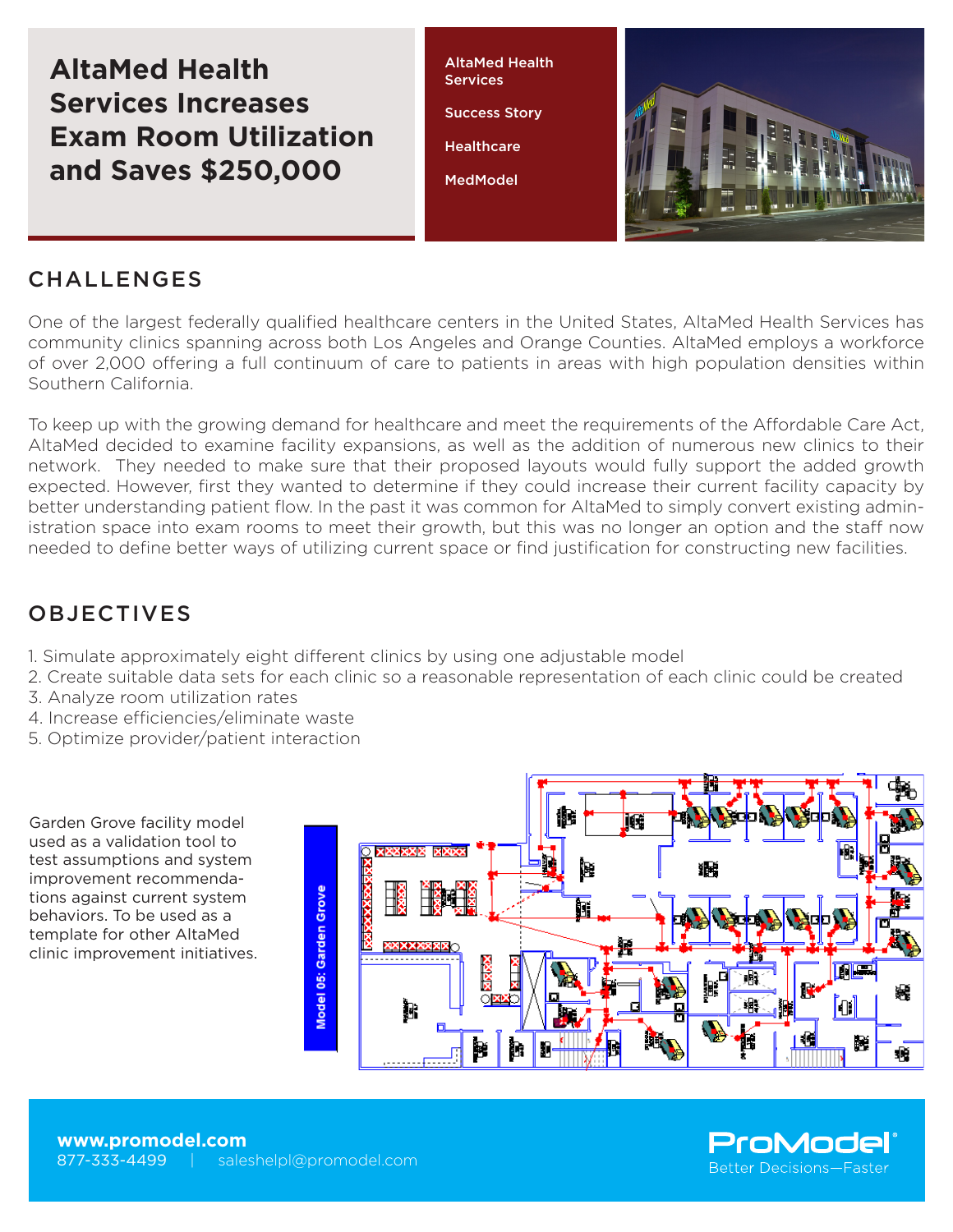# AltaMed Health Services Increases Exam Room Utilization and Saves $250,000

AltaMed Health Services

Success Story

Healthcare

MedModel

## CHALLENGES

One of the largest federally qualified healthcare centers in the United States, AltaMed Health Services has community clinics spanning across both Los Angeles and Orange Counties. AltaMed employs a workforce of over 2,000 offering a full continuum of care to patients in areas with high population densities within Southern California.

To keep up with the growing demand for healthcare and meet the requirements of the Affordable Care Act, AltaMed decided to examine facility expansions, as well as the addition of numerous new clinics to their network. They needed to make sure that their proposed layouts would fully support the added growth expected. However, first they wanted to determine if they could increase their current facility capacity by better understanding patient flow. In the past it was common for AltaMed to simply convert existing administration space into exam rooms to meet their growth, but this was no longer an option and the staff now needed to define better ways of utilizing current space or find justification for constructing new facilities.

## OBJECTIVES

1. Simulate approximately eight different clinics by using one adjustable model
2. Create suitable data sets for each clinic so a reasonable representation of each clinic could be created
3. Analyze room utilization rates
4. Increase efficiencies/eliminate waste
5. Optimize provider/patient interaction

Garden Grove facility model used as a validation tool to test assumptions and system improvement recommendations against current system behaviors. To be used as a template for other AltaMed clinic improvement initiatives.

Model 05: Garden Grove

**www.promodel.com**
877-333-4499 | saleshelpl@promodel.com

ProModel® Better Decisions—Faster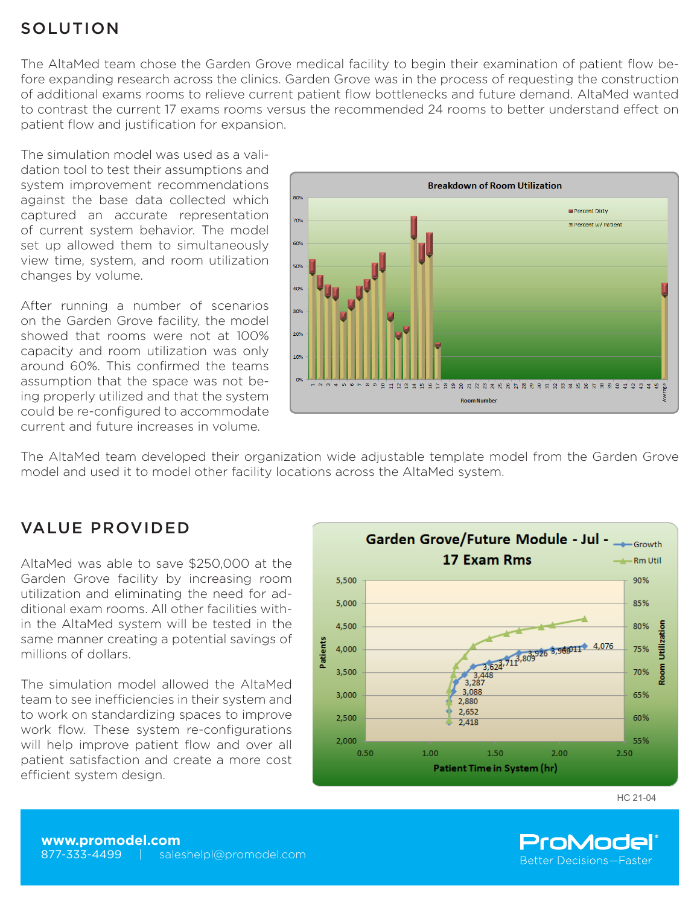## SOLUTION

The AltaMed team chose the Garden Grove medical facility to begin their examination of patient flow before expanding research across the clinics. Garden Grove was in the process of requesting the construction of additional exams rooms to relieve current patient flow bottlenecks and future demand. AltaMed wanted to contrast the current 17 exams rooms versus the recommended 24 rooms to better understand effect on patient flow and justification for expansion.

The simulation model was used as a validation tool to test their assumptions and system improvement recommendations against the base data collected which captured an accurate representation of current system behavior. The model set up allowed them to simultaneously view time, system, and room utilization changes by volume.

After running a number of scenarios on the Garden Grove facility, the model showed that rooms were not at 100% capacity and room utilization was only around 60%. This confirmed the teams assumption that the space was not being properly utilized and that the system could be re-configured to accommodate current and future increases in volume.

Breakdown of Room Utilization

Percent Dirty
Percent w/ Patient

0% 10% 20% 30% 40% 50% 60% 70% 80%

1 2 3 4 5 6 7 8 9 10 11 12 13 14 15 16 17 18 19 20 21 22 23 24 25 26 27 28 29 30 31 32 33 34 35 36 37 38 39 40 41 42 43 44 45 Average

Room Number

The AltaMed team developed their organization wide adjustable template model from the Garden Grove model and used it to model other facility locations across the AltaMed system.

## VALUE PROVIDED

AltaMed was able to save $250,000 at the Garden Grove facility by increasing room utilization and eliminating the need for additional exam rooms. All other facilities within the AltaMed system will be tested in the same manner creating a potential savings of millions of dollars.

The simulation model allowed the AltaMed team to see inefficiencies in their system and to work on standardizing spaces to improve work flow. These system re-configurations will help improve patient flow and over all patient satisfaction and create a more cost efficient system design.

Garden Grove/Future Module - Jul - 17 Exam Rms

Growth
Rm Util

Patients: 2,000 2,500 3,000 3,500 4,000 4,500 5,000 5,500

Room Utilization: 55% 60% 65% 70% 75% 80% 85% 90%

Patient Time in System (hr): 0.50 1.00 1.50 2.00 2.50

2,418 2,652 2,880 3,088 3,287 3,448 3,624 3,711 3,809 3,926 3,968 4,011 4,076

HC 21-04